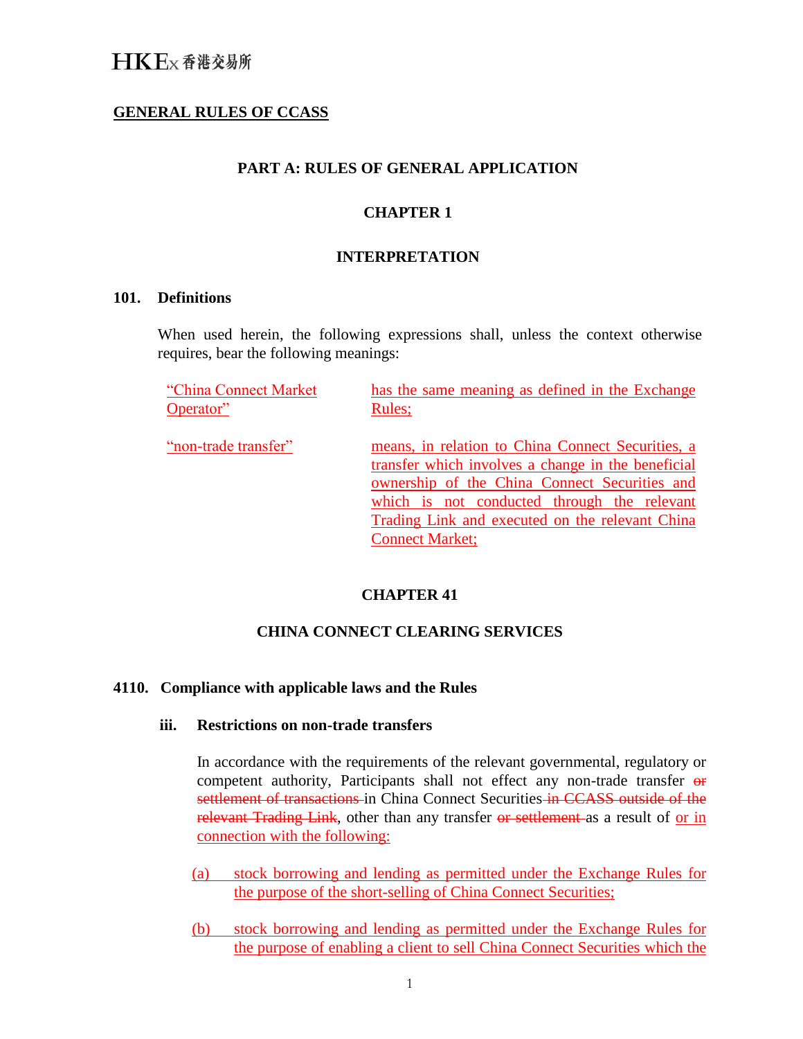HKEx 香港交易所

# GENERAL RULES OF CCASS

## PART A: RULES OF GENERAL APPLICATION

## CHAPTER 1

## INTERPRETATION

### 101. Definitions

When used herein, the following expressions shall, unless the context otherwise requires, bear the following meanings:

| | |
|---|---|
| "China Connect Market Operator" | has the same meaning as defined in the Exchange Rules; |
| "non-trade transfer" | means, in relation to China Connect Securities, a transfer which involves a change in the beneficial ownership of the China Connect Securities and which is not conducted through the relevant Trading Link and executed on the relevant China Connect Market; |

## CHAPTER 41

## CHINA CONNECT CLEARING SERVICES

### 4110. Compliance with applicable laws and the Rules

#### iii. Restrictions on non-trade transfers

In accordance with the requirements of the relevant governmental, regulatory or competent authority, Participants shall not effect any non-trade transfer ~~or settlement of transactions~~ in China Connect Securities ~~in CCASS outside of the relevant Trading Link~~, other than any transfer ~~or settlement~~ as a result of or in connection with the following:

(a) stock borrowing and lending as permitted under the Exchange Rules for the purpose of the short-selling of China Connect Securities;

(b) stock borrowing and lending as permitted under the Exchange Rules for the purpose of enabling a client to sell China Connect Securities which the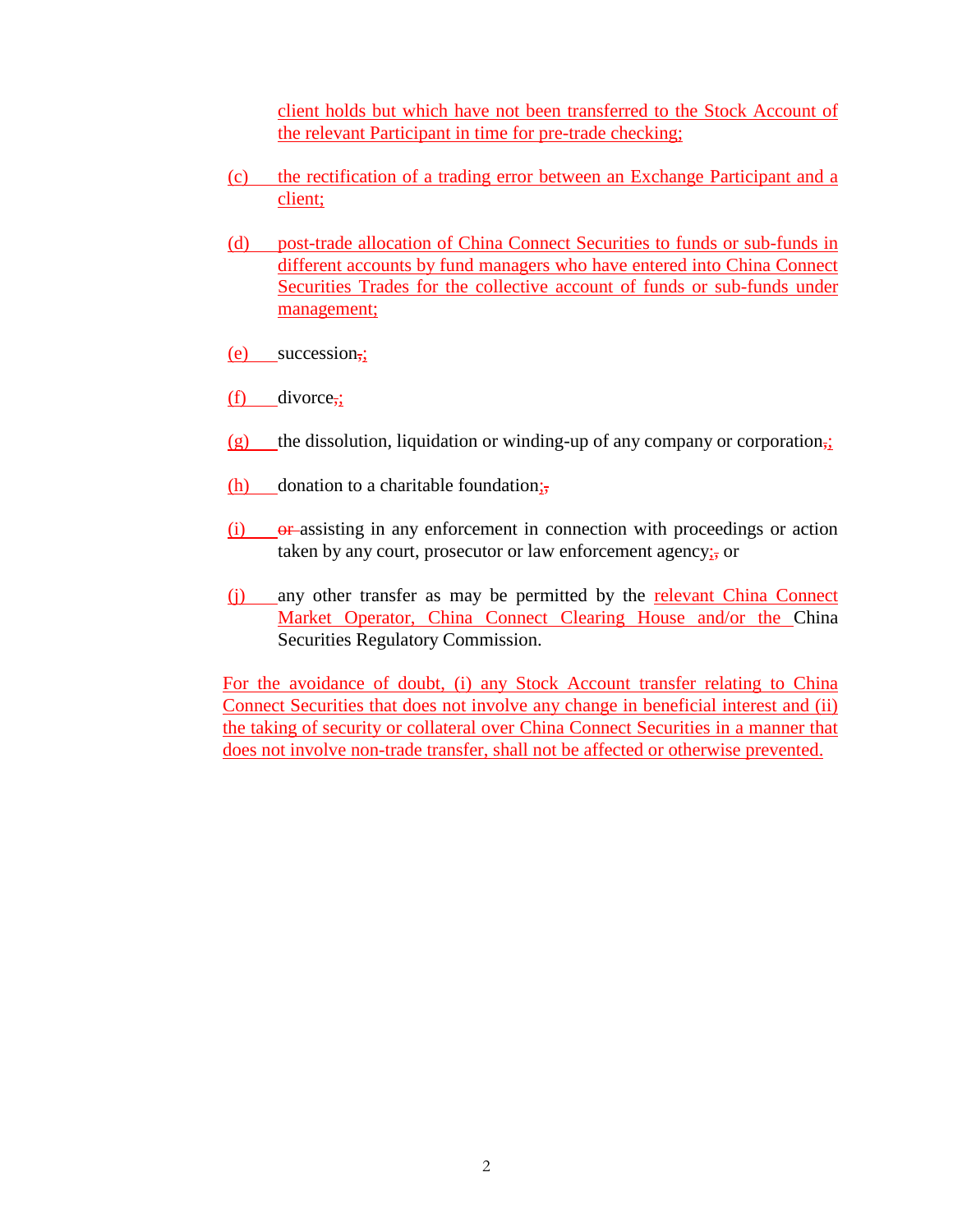client holds but which have not been transferred to the Stock Account of the relevant Participant in time for pre-trade checking;

(c) the rectification of a trading error between an Exchange Participant and a client;

(d) post-trade allocation of China Connect Securities to funds or sub-funds in different accounts by fund managers who have entered into China Connect Securities Trades for the collective account of funds or sub-funds under management;

(e) succession,;

(f) divorce,;

(g) the dissolution, liquidation or winding-up of any company or corporation,;

(h) donation to a charitable foundation;,

(i) or assisting in any enforcement in connection with proceedings or action taken by any court, prosecutor or law enforcement agency;, or

(j) any other transfer as may be permitted by the relevant China Connect Market Operator, China Connect Clearing House and/or the China Securities Regulatory Commission.

For the avoidance of doubt, (i) any Stock Account transfer relating to China Connect Securities that does not involve any change in beneficial interest and (ii) the taking of security or collateral over China Connect Securities in a manner that does not involve non-trade transfer, shall not be affected or otherwise prevented.